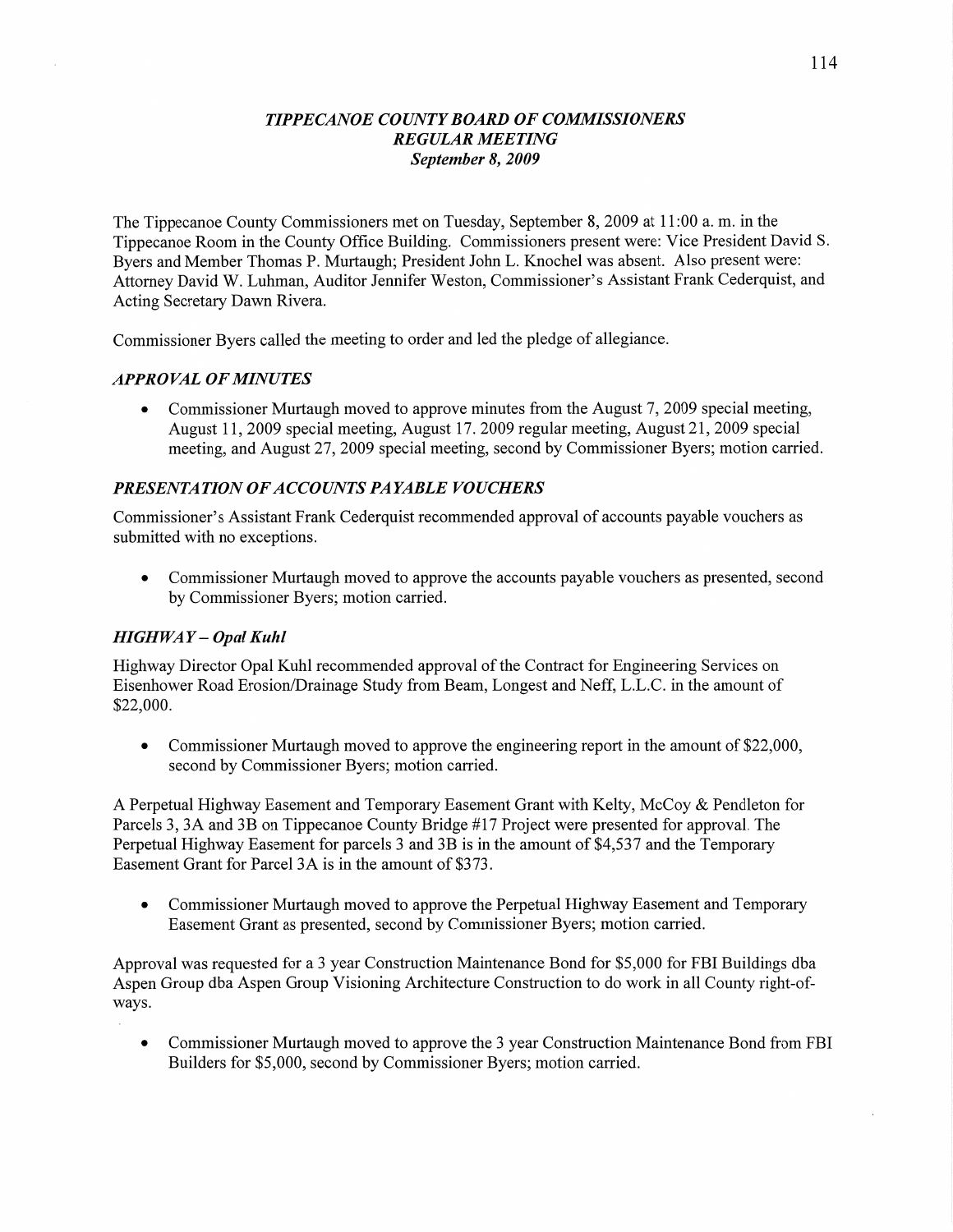# *TIPPECANOE COUNTY BOARD OF COMMISSIONERS*
## *REGULAR MEETING*
### *September 8, 2009*

The Tippecanoe County Commissioners met on Tuesday, September 8, 2009 at 11:00 a. m. in the Tippecanoe Room in the County Office Building. Commissioners present were: Vice President David S. Byers and Member Thomas P. Murtaugh; President John L. Knochel was absent. Also present were: Attorney David W. Luhman, Auditor Jennifer Weston, Commissioner's Assistant Frank Cederquist, and Acting Secretary Dawn Rivera.

Commissioner Byers called the meeting to order and led the pledge of allegiance.

### *APPROVAL OF MINUTES*

- Commissioner Murtaugh moved to approve minutes from the August 7, 2009 special meeting, August 11, 2009 special meeting, August 17. 2009 regular meeting, August 21, 2009 special meeting, and August 27, 2009 special meeting, second by Commissioner Byers; motion carried.

### *PRESENTATION OF ACCOUNTS PAYABLE VOUCHERS*

Commissioner's Assistant Frank Cederquist recommended approval of accounts payable vouchers as submitted with no exceptions.

- Commissioner Murtaugh moved to approve the accounts payable vouchers as presented, second by Commissioner Byers; motion carried.

### *HIGHWAY – Opal Kuhl*

Highway Director Opal Kuhl recommended approval of the Contract for Engineering Services on Eisenhower Road Erosion/Drainage Study from Beam, Longest and Neff, L.L.C. in the amount of $22,000.

- Commissioner Murtaugh moved to approve the engineering report in the amount of $22,000, second by Commissioner Byers; motion carried.

A Perpetual Highway Easement and Temporary Easement Grant with Kelty, McCoy & Pendleton for Parcels 3, 3A and 3B on Tippecanoe County Bridge #17 Project were presented for approval. The Perpetual Highway Easement for parcels 3 and 3B is in the amount of $4,537 and the Temporary Easement Grant for Parcel 3A is in the amount of $373.

- Commissioner Murtaugh moved to approve the Perpetual Highway Easement and Temporary Easement Grant as presented, second by Commissioner Byers; motion carried.

Approval was requested for a 3 year Construction Maintenance Bond for $5,000 for FBI Buildings dba Aspen Group dba Aspen Group Visioning Architecture Construction to do work in all County right-of-ways.

- Commissioner Murtaugh moved to approve the 3 year Construction Maintenance Bond from FBI Builders for $5,000, second by Commissioner Byers; motion carried.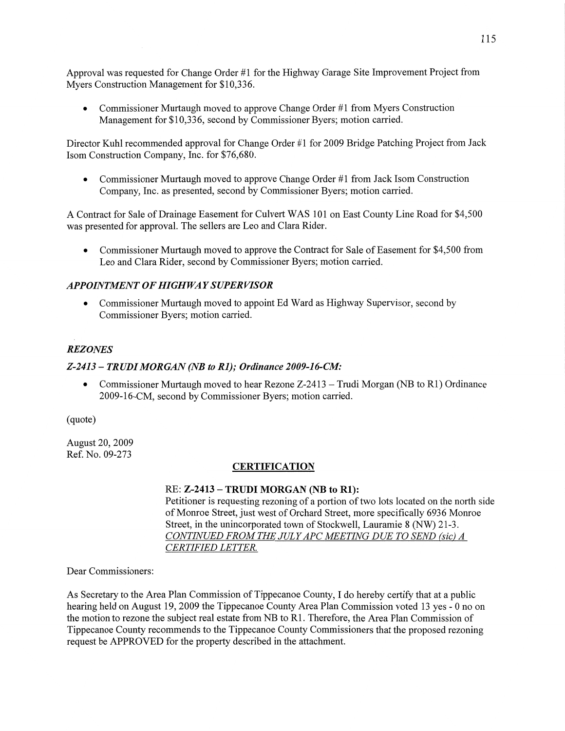Approval was requested for Change Order #1 for the Highway Garage Site Improvement Project from Myers Construction Management for $10,336.

- Commissioner Murtaugh moved to approve Change Order #1 from Myers Construction Management for $10,336, second by Commissioner Byers; motion carried.

Director Kuhl recommended approval for Change Order #1 for 2009 Bridge Patching Project from Jack Isom Construction Company, Inc. for $76,680.

- Commissioner Murtaugh moved to approve Change Order #1 from Jack Isom Construction Company, Inc. as presented, second by Commissioner Byers; motion carried.

A Contract for Sale of Drainage Easement for Culvert WAS 101 on East County Line Road for $4,500 was presented for approval. The sellers are Leo and Clara Rider.

- Commissioner Murtaugh moved to approve the Contract for Sale of Easement for $4,500 from Leo and Clara Rider, second by Commissioner Byers; motion carried.

### *APPOINTMENT OF HIGHWAY SUPERVISOR*

- Commissioner Murtaugh moved to appoint Ed Ward as Highway Supervisor, second by Commissioner Byers; motion carried.

### *REZONES*

#### *Z-2413 – TRUDI MORGAN (NB to R1); Ordinance 2009-16-CM:*

- Commissioner Murtaugh moved to hear Rezone Z-2413 – Trudi Morgan (NB to R1) Ordinance 2009-16-CM, second by Commissioner Byers; motion carried.

(quote)

August 20, 2009
Ref. No. 09-273

**CERTIFICATION**

RE: **Z-2413 – TRUDI MORGAN (NB to R1):**
Petitioner is requesting rezoning of a portion of two lots located on the north side of Monroe Street, just west of Orchard Street, more specifically 6936 Monroe Street, in the unincorporated town of Stockwell, Lauramie 8 (NW) 21-3.
*CONTINUED FROM THE JULY APC MEETING DUE TO SEND (sic) A CERTIFIED LETTER.*

Dear Commissioners:

As Secretary to the Area Plan Commission of Tippecanoe County, I do hereby certify that at a public hearing held on August 19, 2009 the Tippecanoe County Area Plan Commission voted 13 yes - 0 no on the motion to rezone the subject real estate from NB to R1. Therefore, the Area Plan Commission of Tippecanoe County recommends to the Tippecanoe County Commissioners that the proposed rezoning request be APPROVED for the property described in the attachment.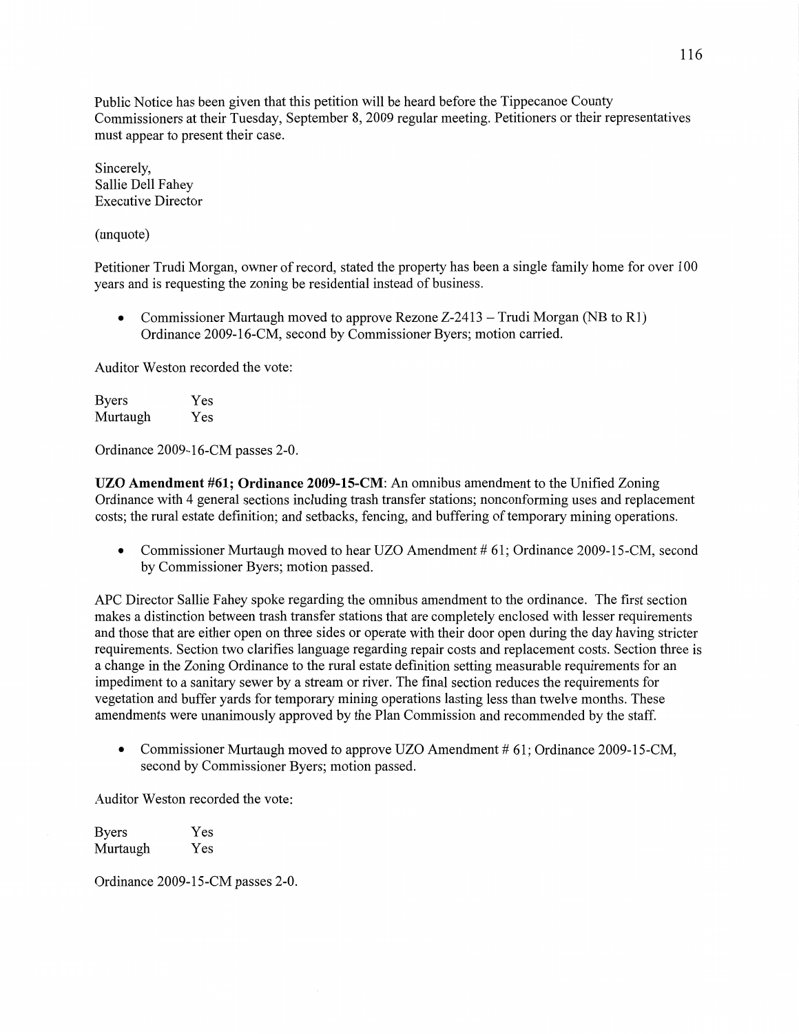Public Notice has been given that this petition will be heard before the Tippecanoe County Commissioners at their Tuesday, September 8, 2009 regular meeting. Petitioners or their representatives must appear to present their case.

Sincerely,
Sallie Dell Fahey
Executive Director

(unquote)

Petitioner Trudi Morgan, owner of record, stated the property has been a single family home for over 100 years and is requesting the zoning be residential instead of business.

- Commissioner Murtaugh moved to approve Rezone Z-2413 – Trudi Morgan (NB to R1) Ordinance 2009-16-CM, second by Commissioner Byers; motion carried.

Auditor Weston recorded the vote:

| | |
|---|---|
| Byers | Yes |
| Murtaugh | Yes |

Ordinance 2009-16-CM passes 2-0.

**UZO Amendment #61; Ordinance 2009-15-CM**: An omnibus amendment to the Unified Zoning Ordinance with 4 general sections including trash transfer stations; nonconforming uses and replacement costs; the rural estate definition; and setbacks, fencing, and buffering of temporary mining operations.

- Commissioner Murtaugh moved to hear UZO Amendment # 61; Ordinance 2009-15-CM, second by Commissioner Byers; motion passed.

APC Director Sallie Fahey spoke regarding the omnibus amendment to the ordinance. The first section makes a distinction between trash transfer stations that are completely enclosed with lesser requirements and those that are either open on three sides or operate with their door open during the day having stricter requirements. Section two clarifies language regarding repair costs and replacement costs. Section three is a change in the Zoning Ordinance to the rural estate definition setting measurable requirements for an impediment to a sanitary sewer by a stream or river. The final section reduces the requirements for vegetation and buffer yards for temporary mining operations lasting less than twelve months. These amendments were unanimously approved by the Plan Commission and recommended by the staff.

- Commissioner Murtaugh moved to approve UZO Amendment # 61; Ordinance 2009-15-CM, second by Commissioner Byers; motion passed.

Auditor Weston recorded the vote:

| | |
|---|---|
| Byers | Yes |
| Murtaugh | Yes |

Ordinance 2009-15-CM passes 2-0.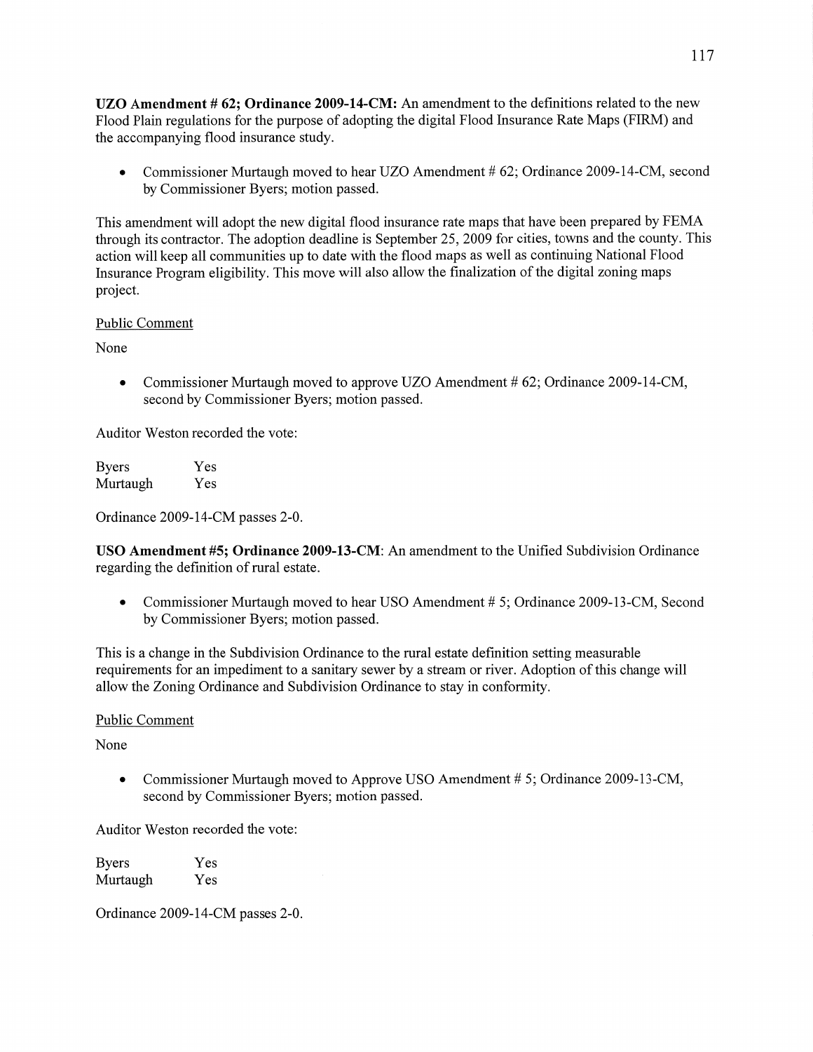**UZO Amendment # 62; Ordinance 2009-14-CM:** An amendment to the definitions related to the new Flood Plain regulations for the purpose of adopting the digital Flood Insurance Rate Maps (FIRM) and the accompanying flood insurance study.

- Commissioner Murtaugh moved to hear UZO Amendment # 62; Ordinance 2009-14-CM, second by Commissioner Byers; motion passed.

This amendment will adopt the new digital flood insurance rate maps that have been prepared by FEMA through its contractor. The adoption deadline is September 25, 2009 for cities, towns and the county. This action will keep all communities up to date with the flood maps as well as continuing National Flood Insurance Program eligibility. This move will also allow the finalization of the digital zoning maps project.

Public Comment

None

- Commissioner Murtaugh moved to approve UZO Amendment # 62; Ordinance 2009-14-CM, second by Commissioner Byers; motion passed.

Auditor Weston recorded the vote:

| | |
|---|---|
| Byers | Yes |
| Murtaugh | Yes |

Ordinance 2009-14-CM passes 2-0.

**USO Amendment #5; Ordinance 2009-13-CM**: An amendment to the Unified Subdivision Ordinance regarding the definition of rural estate.

- Commissioner Murtaugh moved to hear USO Amendment # 5; Ordinance 2009-13-CM, Second by Commissioner Byers; motion passed.

This is a change in the Subdivision Ordinance to the rural estate definition setting measurable requirements for an impediment to a sanitary sewer by a stream or river. Adoption of this change will allow the Zoning Ordinance and Subdivision Ordinance to stay in conformity.

Public Comment

None

- Commissioner Murtaugh moved to Approve USO Amendment # 5; Ordinance 2009-13-CM, second by Commissioner Byers; motion passed.

Auditor Weston recorded the vote:

| | |
|---|---|
| Byers | Yes |
| Murtaugh | Yes |

Ordinance 2009-14-CM passes 2-0.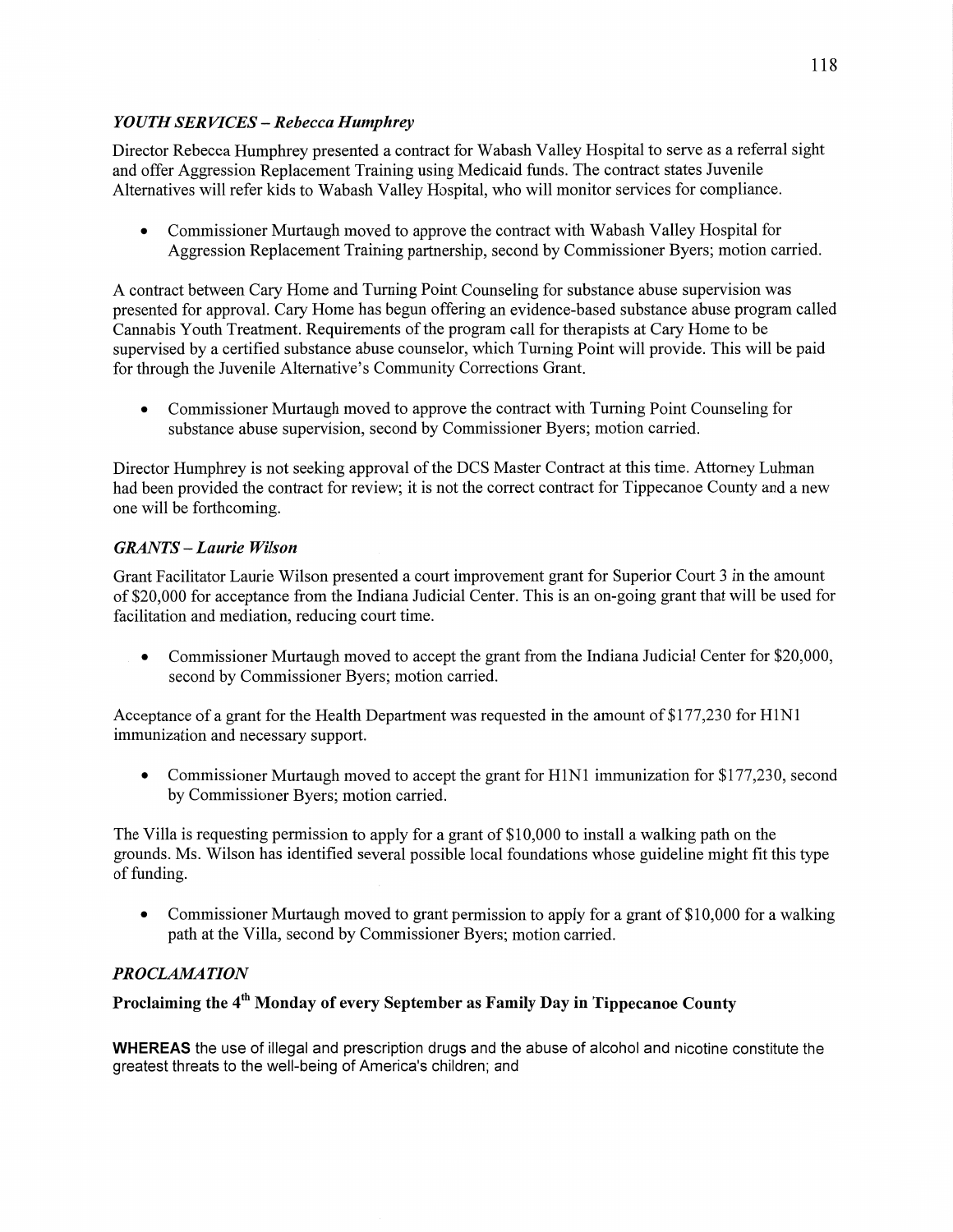### *YOUTH SERVICES – Rebecca Humphrey*

Director Rebecca Humphrey presented a contract for Wabash Valley Hospital to serve as a referral sight and offer Aggression Replacement Training using Medicaid funds. The contract states Juvenile Alternatives will refer kids to Wabash Valley Hospital, who will monitor services for compliance.

- Commissioner Murtaugh moved to approve the contract with Wabash Valley Hospital for Aggression Replacement Training partnership, second by Commissioner Byers; motion carried.

A contract between Cary Home and Turning Point Counseling for substance abuse supervision was presented for approval. Cary Home has begun offering an evidence-based substance abuse program called Cannabis Youth Treatment. Requirements of the program call for therapists at Cary Home to be supervised by a certified substance abuse counselor, which Turning Point will provide. This will be paid for through the Juvenile Alternative's Community Corrections Grant.

- Commissioner Murtaugh moved to approve the contract with Turning Point Counseling for substance abuse supervision, second by Commissioner Byers; motion carried.

Director Humphrey is not seeking approval of the DCS Master Contract at this time. Attorney Luhman had been provided the contract for review; it is not the correct contract for Tippecanoe County and a new one will be forthcoming.

### *GRANTS – Laurie Wilson*

Grant Facilitator Laurie Wilson presented a court improvement grant for Superior Court 3 in the amount of $20,000 for acceptance from the Indiana Judicial Center. This is an on-going grant that will be used for facilitation and mediation, reducing court time.

- Commissioner Murtaugh moved to accept the grant from the Indiana Judicial Center for $20,000, second by Commissioner Byers; motion carried.

Acceptance of a grant for the Health Department was requested in the amount of $177,230 for H1N1 immunization and necessary support.

- Commissioner Murtaugh moved to accept the grant for H1N1 immunization for $177,230, second by Commissioner Byers; motion carried.

The Villa is requesting permission to apply for a grant of $10,000 to install a walking path on the grounds. Ms. Wilson has identified several possible local foundations whose guideline might fit this type of funding.

- Commissioner Murtaugh moved to grant permission to apply for a grant of $10,000 for a walking path at the Villa, second by Commissioner Byers; motion carried.

### *PROCLAMATION*

**Proclaiming the 4th Monday of every September as Family Day in Tippecanoe County**

**WHEREAS** the use of illegal and prescription drugs and the abuse of alcohol and nicotine constitute the greatest threats to the well-being of America's children; and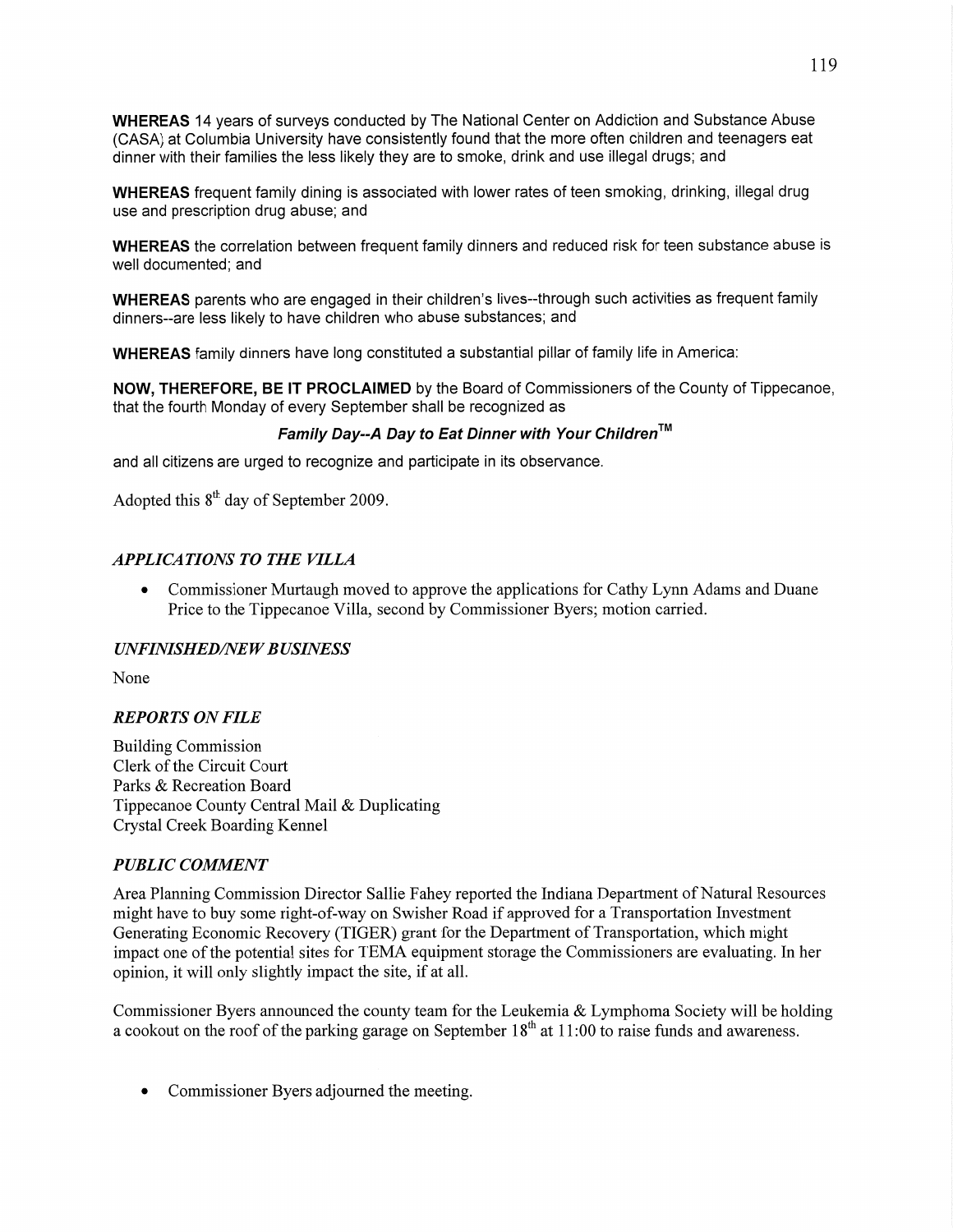**WHEREAS** 14 years of surveys conducted by The National Center on Addiction and Substance Abuse (CASA) at Columbia University have consistently found that the more often children and teenagers eat dinner with their families the less likely they are to smoke, drink and use illegal drugs; and

**WHEREAS** frequent family dining is associated with lower rates of teen smoking, drinking, illegal drug use and prescription drug abuse; and

**WHEREAS** the correlation between frequent family dinners and reduced risk for teen substance abuse is well documented; and

**WHEREAS** parents who are engaged in their children's lives--through such activities as frequent family dinners--are less likely to have children who abuse substances; and

**WHEREAS** family dinners have long constituted a substantial pillar of family life in America:

**NOW, THEREFORE, BE IT PROCLAIMED** by the Board of Commissioners of the County of Tippecanoe, that the fourth Monday of every September shall be recognized as

***Family Day--A Day to Eat Dinner with Your Children™***

and all citizens are urged to recognize and participate in its observance.

Adopted this 8th day of September 2009.

### *APPLICATIONS TO THE VILLA*

- Commissioner Murtaugh moved to approve the applications for Cathy Lynn Adams and Duane Price to the Tippecanoe Villa, second by Commissioner Byers; motion carried.

### *UNFINISHED/NEW BUSINESS*

None

### *REPORTS ON FILE*

Building Commission
Clerk of the Circuit Court
Parks & Recreation Board
Tippecanoe County Central Mail & Duplicating
Crystal Creek Boarding Kennel

### *PUBLIC COMMENT*

Area Planning Commission Director Sallie Fahey reported the Indiana Department of Natural Resources might have to buy some right-of-way on Swisher Road if approved for a Transportation Investment Generating Economic Recovery (TIGER) grant for the Department of Transportation, which might impact one of the potential sites for TEMA equipment storage the Commissioners are evaluating. In her opinion, it will only slightly impact the site, if at all.

Commissioner Byers announced the county team for the Leukemia & Lymphoma Society will be holding a cookout on the roof of the parking garage on September 18th at 11:00 to raise funds and awareness.

- Commissioner Byers adjourned the meeting.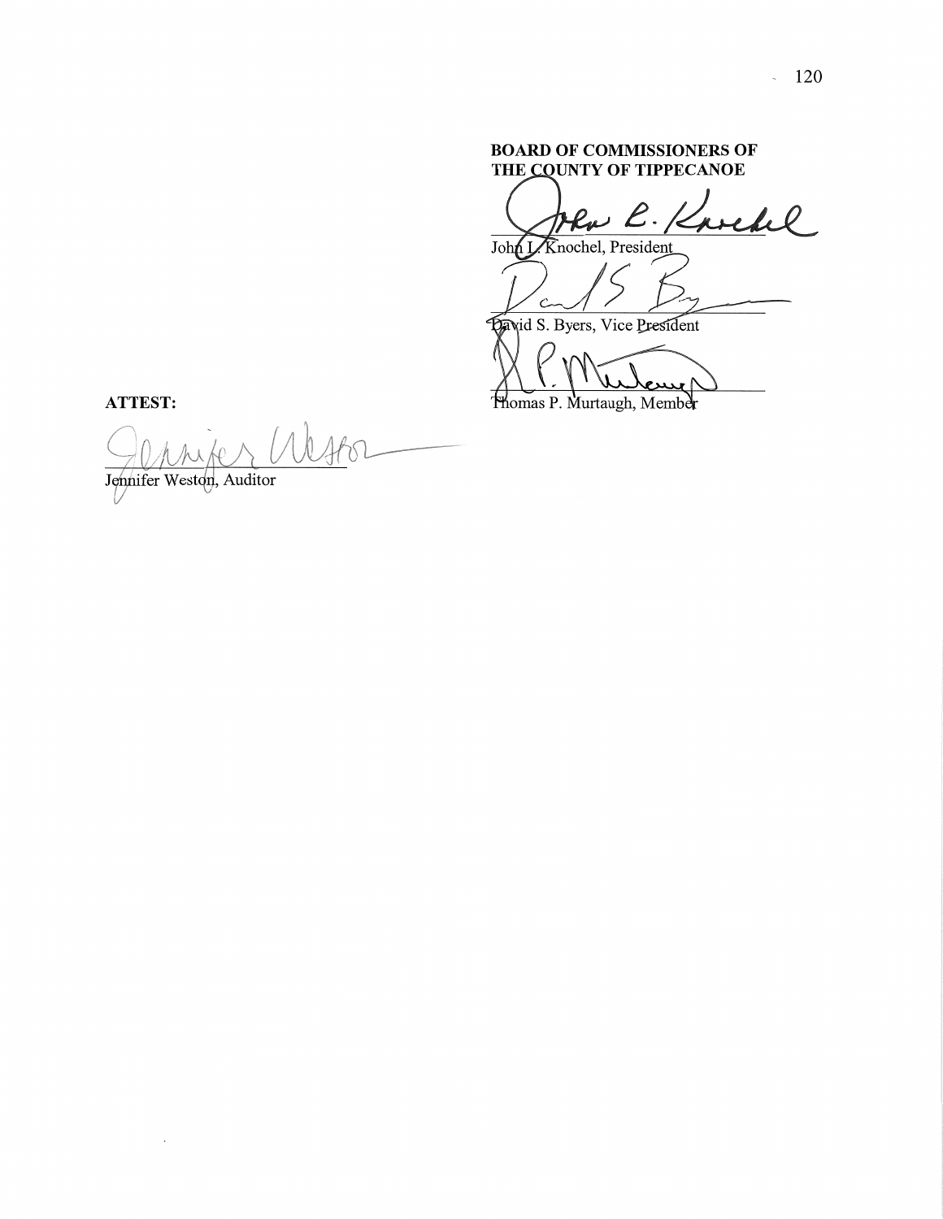**BOARD OF COMMISSIONERS OF THE COUNTY OF TIPPECANOE**

John L. Knochel, President

David S. Byers, Vice President

Thomas P. Murtaugh, Member

**ATTEST:**

Jennifer Weston, Auditor